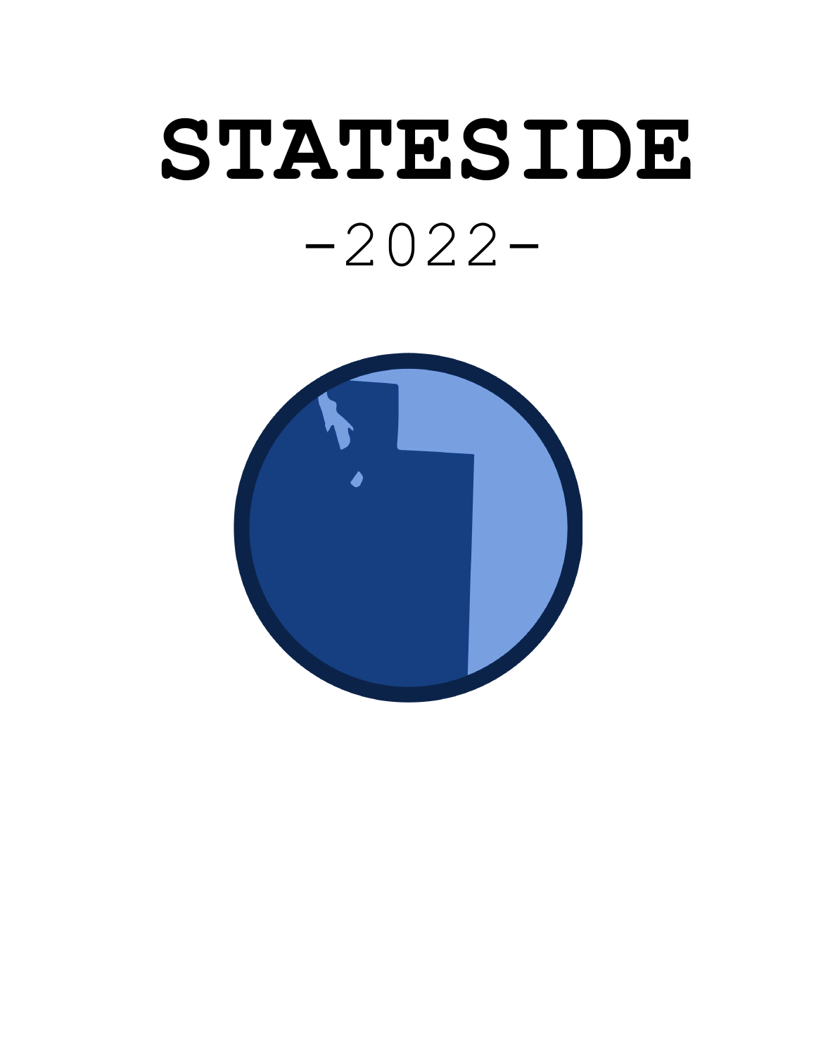# STATESIDE

-2022-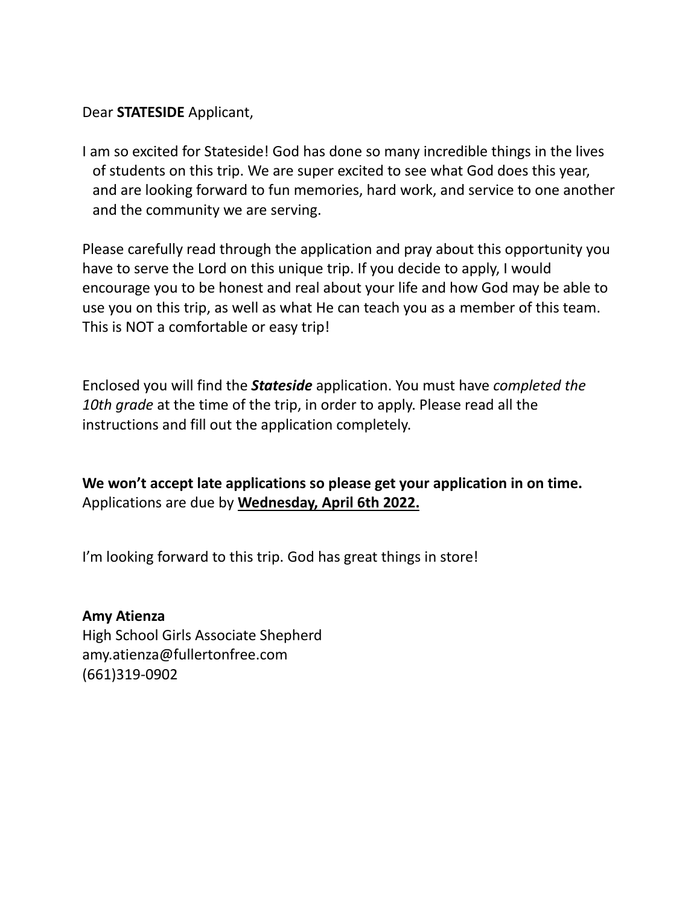Dear **STATESIDE** Applicant,

I am so excited for Stateside! God has done so many incredible things in the lives of students on this trip. We are super excited to see what God does this year, and are looking forward to fun memories, hard work, and service to one another and the community we are serving.

Please carefully read through the application and pray about this opportunity you have to serve the Lord on this unique trip. If you decide to apply, I would encourage you to be honest and real about your life and how God may be able to use you on this trip, as well as what He can teach you as a member of this team. This is NOT a comfortable or easy trip!

Enclosed you will find the ***Stateside*** application. You must have *completed the 10th grade* at the time of the trip, in order to apply. Please read all the instructions and fill out the application completely.

**We won't accept late applications so please get your application in on time.** Applications are due by **<u>Wednesday, April 6th 2022.</u>**

I'm looking forward to this trip. God has great things in store!

**Amy Atienza**
High School Girls Associate Shepherd
amy.atienza@fullertonfree.com
(661)319-0902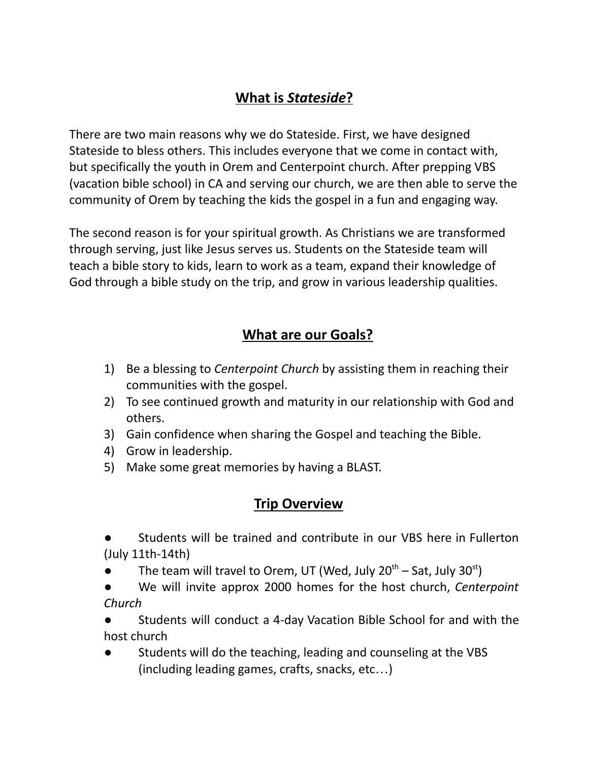## What is *Stateside*?

There are two main reasons why we do Stateside. First, we have designed Stateside to bless others. This includes everyone that we come in contact with, but specifically the youth in Orem and Centerpoint church. After prepping VBS (vacation bible school) in CA and serving our church, we are then able to serve the community of Orem by teaching the kids the gospel in a fun and engaging way.

The second reason is for your spiritual growth. As Christians we are transformed through serving, just like Jesus serves us. Students on the Stateside team will teach a bible story to kids, learn to work as a team, expand their knowledge of God through a bible study on the trip, and grow in various leadership qualities.

## What are our Goals?

1) Be a blessing to *Centerpoint Church* by assisting them in reaching their communities with the gospel.
2) To see continued growth and maturity in our relationship with God and others.
3) Gain confidence when sharing the Gospel and teaching the Bible.
4) Grow in leadership.
5) Make some great memories by having a BLAST.

## Trip Overview

- Students will be trained and contribute in our VBS here in Fullerton (July 11th-14th)
- The team will travel to Orem, UT (Wed, July 20th – Sat, July 30st)
- We will invite approx 2000 homes for the host church, *Centerpoint Church*
- Students will conduct a 4-day Vacation Bible School for and with the host church
- Students will do the teaching, leading and counseling at the VBS (including leading games, crafts, snacks, etc…)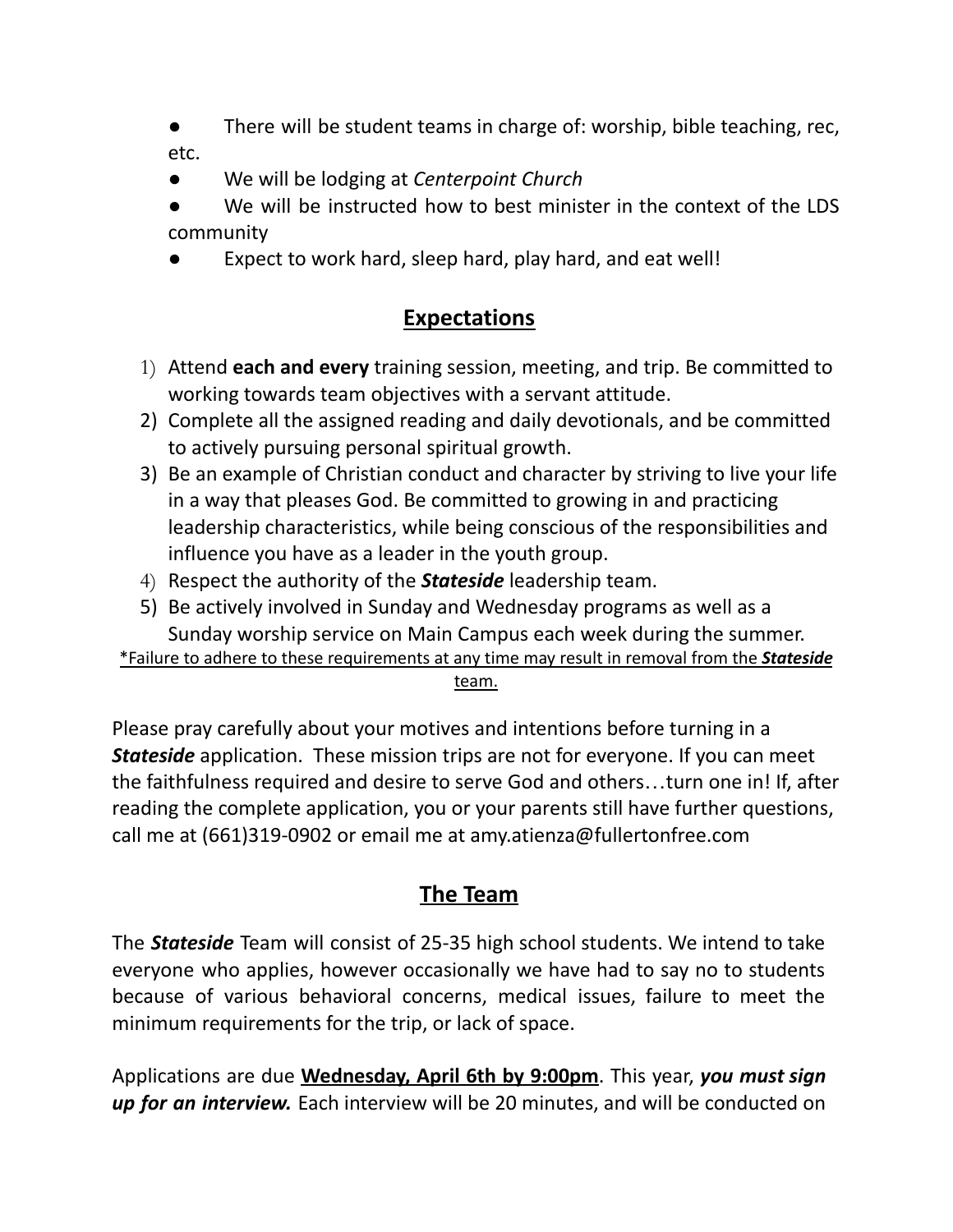- There will be student teams in charge of: worship, bible teaching, rec, etc.
- We will be lodging at *Centerpoint Church*
- We will be instructed how to best minister in the context of the LDS community
- Expect to work hard, sleep hard, play hard, and eat well!

## Expectations

1) Attend **each and every** training session, meeting, and trip. Be committed to working towards team objectives with a servant attitude.
2) Complete all the assigned reading and daily devotionals, and be committed to actively pursuing personal spiritual growth.
3) Be an example of Christian conduct and character by striving to live your life in a way that pleases God. Be committed to growing in and practicing leadership characteristics, while being conscious of the responsibilities and influence you have as a leader in the youth group.
4) Respect the authority of the ***Stateside*** leadership team.
5) Be actively involved in Sunday and Wednesday programs as well as a Sunday worship service on Main Campus each week during the summer.

<u>*Failure to adhere to these requirements at any time may result in removal from the ***Stateside*** team.</u>

Please pray carefully about your motives and intentions before turning in a ***Stateside*** application. These mission trips are not for everyone. If you can meet the faithfulness required and desire to serve God and others…turn one in! If, after reading the complete application, you or your parents still have further questions, call me at (661)319-0902 or email me at amy.atienza@fullertonfree.com

## The Team

The ***Stateside*** Team will consist of 25-35 high school students. We intend to take everyone who applies, however occasionally we have had to say no to students because of various behavioral concerns, medical issues, failure to meet the minimum requirements for the trip, or lack of space.

Applications are due **<u>Wednesday, April 6th by 9:00pm</u>**. This year, ***you must sign up for an interview.*** Each interview will be 20 minutes, and will be conducted on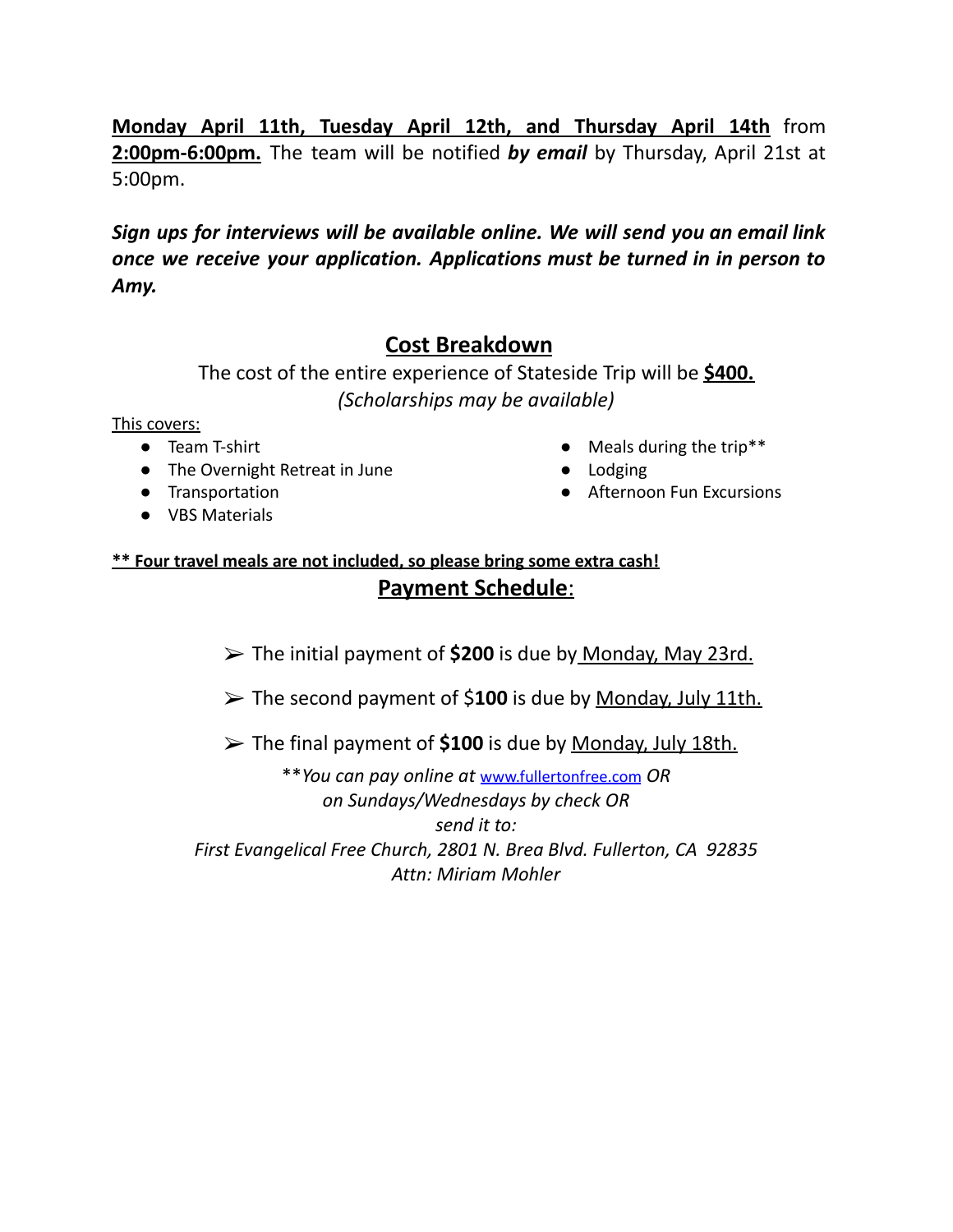**Monday April 11th, Tuesday April 12th, and Thursday April 14th** from **2:00pm-6:00pm.** The team will be notified ***by email*** by Thursday, April 21st at 5:00pm.

***Sign ups for interviews will be available online. We will send you an email link once we receive your application. Applications must be turned in in person to Amy.***

## Cost Breakdown

The cost of the entire experience of Stateside Trip will be **$400.**
*(Scholarships may be available)*

This covers:

- Team T-shirt
- The Overnight Retreat in June
- Transportation
- VBS Materials
- Meals during the trip**
- Lodging
- Afternoon Fun Excursions

**** Four travel meals are not included, so please bring some extra cash!**

## Payment Schedule:

- ➢ The initial payment of **$200** is due by Monday, May 23rd.
- ➢ The second payment of $**100** is due by Monday, July 11th.
- ➢ The final payment of **$100** is due by Monday, July 18th.

***You can pay online at* www.fullertonfree.com *OR*
*on Sundays/Wednesdays by check OR*
*send it to:*
*First Evangelical Free Church, 2801 N. Brea Blvd. Fullerton, CA 92835*
*Attn: Miriam Mohler*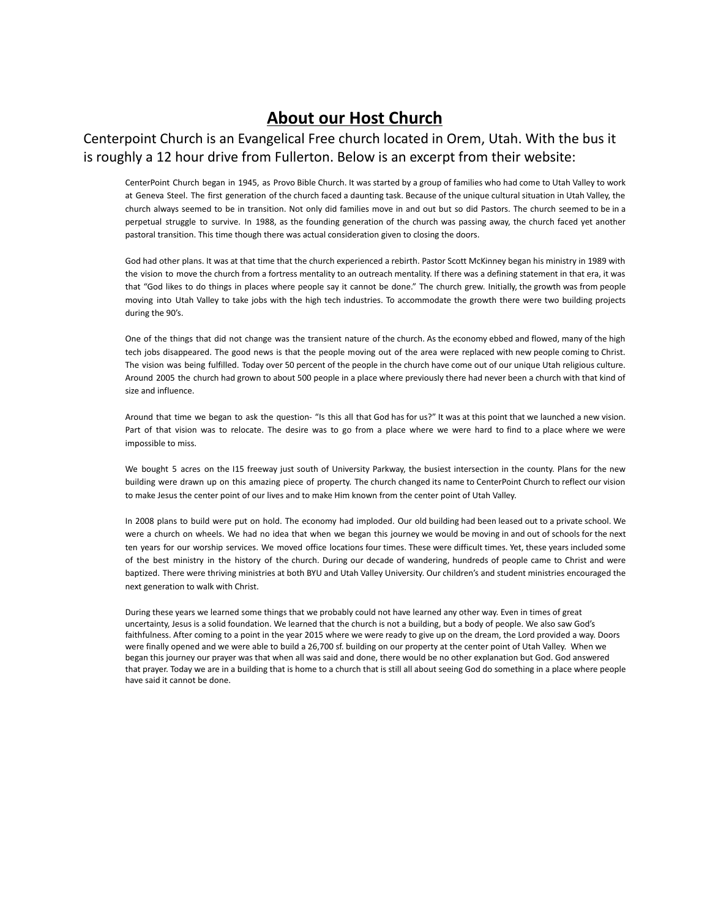# About our Host Church

Centerpoint Church is an Evangelical Free church located in Orem, Utah. With the bus it is roughly a 12 hour drive from Fullerton. Below is an excerpt from their website:

> CenterPoint Church began in 1945, as Provo Bible Church. It was started by a group of families who had come to Utah Valley to work at Geneva Steel. The first generation of the church faced a daunting task. Because of the unique cultural situation in Utah Valley, the church always seemed to be in transition. Not only did families move in and out but so did Pastors. The church seemed to be in a perpetual struggle to survive. In 1988, as the founding generation of the church was passing away, the church faced yet another pastoral transition. This time though there was actual consideration given to closing the doors.
>
> God had other plans. It was at that time that the church experienced a rebirth. Pastor Scott McKinney began his ministry in 1989 with the vision to move the church from a fortress mentality to an outreach mentality. If there was a defining statement in that era, it was that "God likes to do things in places where people say it cannot be done." The church grew. Initially, the growth was from people moving into Utah Valley to take jobs with the high tech industries. To accommodate the growth there were two building projects during the 90's.
>
> One of the things that did not change was the transient nature of the church. As the economy ebbed and flowed, many of the high tech jobs disappeared. The good news is that the people moving out of the area were replaced with new people coming to Christ. The vision was being fulfilled. Today over 50 percent of the people in the church have come out of our unique Utah religious culture. Around 2005 the church had grown to about 500 people in a place where previously there had never been a church with that kind of size and influence.
>
> Around that time we began to ask the question- "Is this all that God has for us?" It was at this point that we launched a new vision. Part of that vision was to relocate. The desire was to go from a place where we were hard to find to a place where we were impossible to miss.
>
> We bought 5 acres on the I15 freeway just south of University Parkway, the busiest intersection in the county. Plans for the new building were drawn up on this amazing piece of property. The church changed its name to CenterPoint Church to reflect our vision to make Jesus the center point of our lives and to make Him known from the center point of Utah Valley.
>
> In 2008 plans to build were put on hold. The economy had imploded. Our old building had been leased out to a private school. We were a church on wheels. We had no idea that when we began this journey we would be moving in and out of schools for the next ten years for our worship services. We moved office locations four times. These were difficult times. Yet, these years included some of the best ministry in the history of the church. During our decade of wandering, hundreds of people came to Christ and were baptized. There were thriving ministries at both BYU and Utah Valley University. Our children's and student ministries encouraged the next generation to walk with Christ.
>
> During these years we learned some things that we probably could not have learned any other way. Even in times of great uncertainty, Jesus is a solid foundation. We learned that the church is not a building, but a body of people. We also saw God's faithfulness. After coming to a point in the year 2015 where we were ready to give up on the dream, the Lord provided a way. Doors were finally opened and we were able to build a 26,700 sf. building on our property at the center point of Utah Valley. When we began this journey our prayer was that when all was said and done, there would be no other explanation but God. God answered that prayer. Today we are in a building that is home to a church that is still all about seeing God do something in a place where people have said it cannot be done.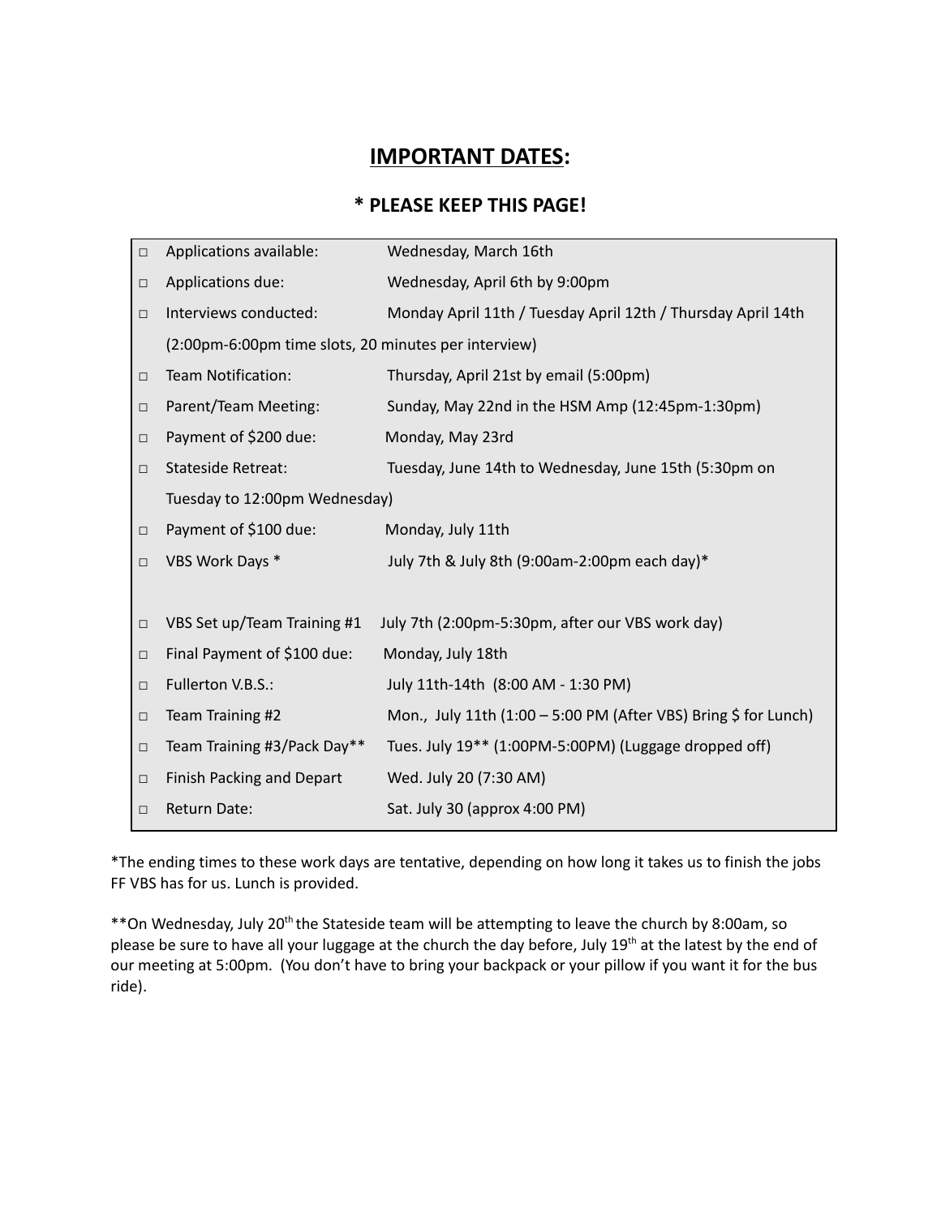# IMPORTANT DATES:

## * PLEASE KEEP THIS PAGE!

- □ Applications available: Wednesday, March 16th
- □ Applications due: Wednesday, April 6th by 9:00pm
- □ Interviews conducted: Monday April 11th / Tuesday April 12th / Thursday April 14th (2:00pm-6:00pm time slots, 20 minutes per interview)
- □ Team Notification: Thursday, April 21st by email (5:00pm)
- □ Parent/Team Meeting: Sunday, May 22nd in the HSM Amp (12:45pm-1:30pm)
- □ Payment of $200 due: Monday, May 23rd
- □ Stateside Retreat: Tuesday, June 14th to Wednesday, June 15th (5:30pm on Tuesday to 12:00pm Wednesday)
- □ Payment of $100 due: Monday, July 11th
- □ VBS Work Days * July 7th & July 8th (9:00am-2:00pm each day)*
- □ VBS Set up/Team Training #1 July 7th (2:00pm-5:30pm, after our VBS work day)
- □ Final Payment of $100 due: Monday, July 18th
- □ Fullerton V.B.S.: July 11th-14th (8:00 AM - 1:30 PM)
- □ Team Training #2 Mon., July 11th (1:00 – 5:00 PM (After VBS) Bring $ for Lunch)
- □ Team Training #3/Pack Day** Tues. July 19** (1:00PM-5:00PM) (Luggage dropped off)
- □ Finish Packing and Depart Wed. July 20 (7:30 AM)
- □ Return Date: Sat. July 30 (approx 4:00 PM)

*The ending times to these work days are tentative, depending on how long it takes us to finish the jobs FF VBS has for us. Lunch is provided.

**On Wednesday, July 20th the Stateside team will be attempting to leave the church by 8:00am, so please be sure to have all your luggage at the church the day before, July 19th at the latest by the end of our meeting at 5:00pm. (You don't have to bring your backpack or your pillow if you want it for the bus ride).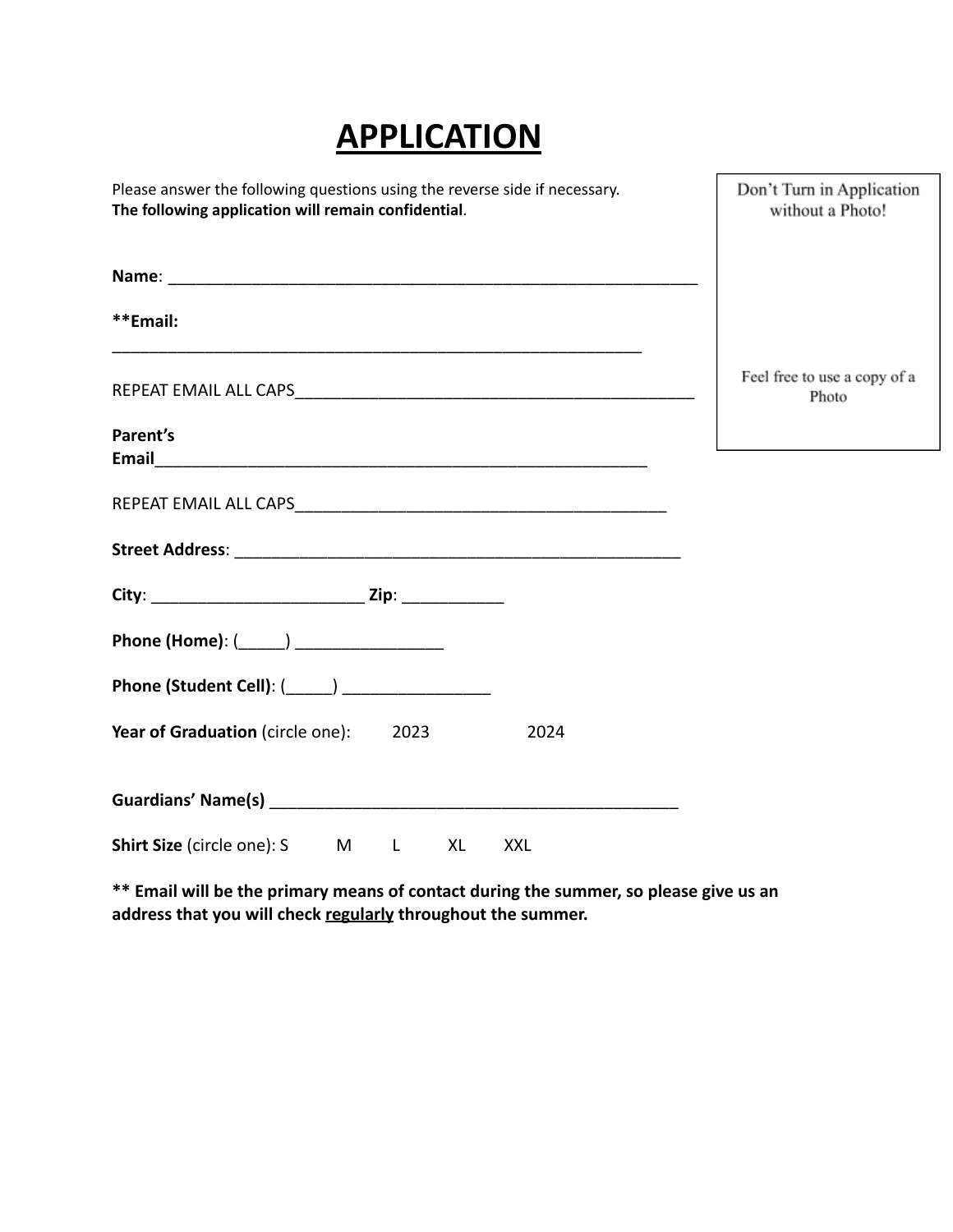# APPLICATION

Please answer the following questions using the reverse side if necessary.
**The following application will remain confidential**.

Don't Turn in Application without a Photo!

Feel free to use a copy of a Photo

**Name**: ____________________________________________________________

**\*\*Email:**
____________________________________________________________

REPEAT EMAIL ALL CAPS____________________________________________

**Parent's Email**______________________________________________________

REPEAT EMAIL ALL CAPS_______________________________________

**Street Address**: ___________________________________________________

**City**: _______________________ **Zip**: ___________

**Phone (Home)**: (_____) ________________

**Phone (Student Cell)**: (_____) ________________

**Year of Graduation** (circle one): 2023 2024

**Guardians' Name(s)** ______________________________________________

**Shirt Size** (circle one): S M L XL XXL

**\*\* Email will be the primary means of contact during the summer, so please give us an address that you will check <u>regularly</u> throughout the summer.**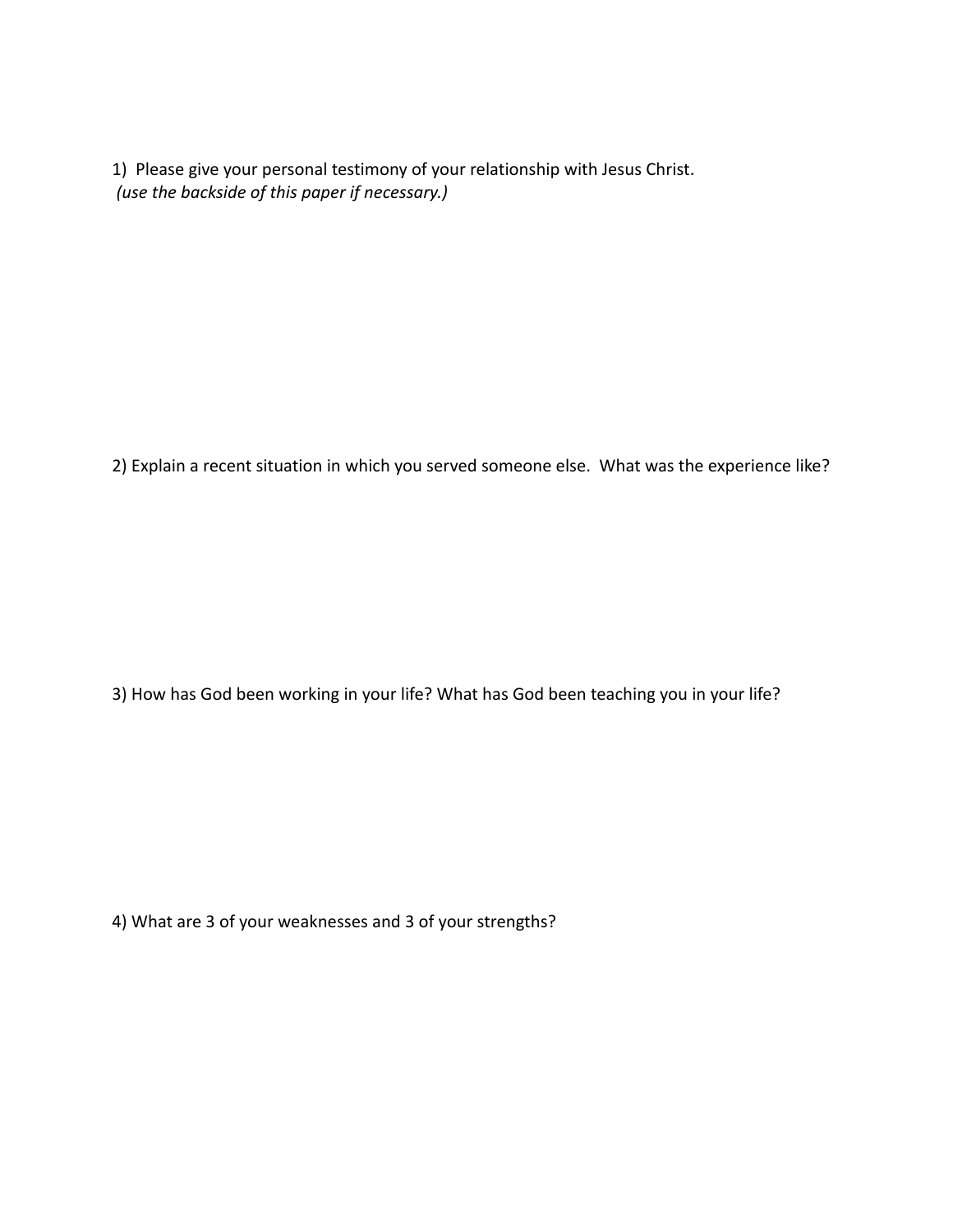1) Please give your personal testimony of your relationship with Jesus Christ.
*(use the backside of this paper if necessary.)*

2) Explain a recent situation in which you served someone else. What was the experience like?

3) How has God been working in your life? What has God been teaching you in your life?

4) What are 3 of your weaknesses and 3 of your strengths?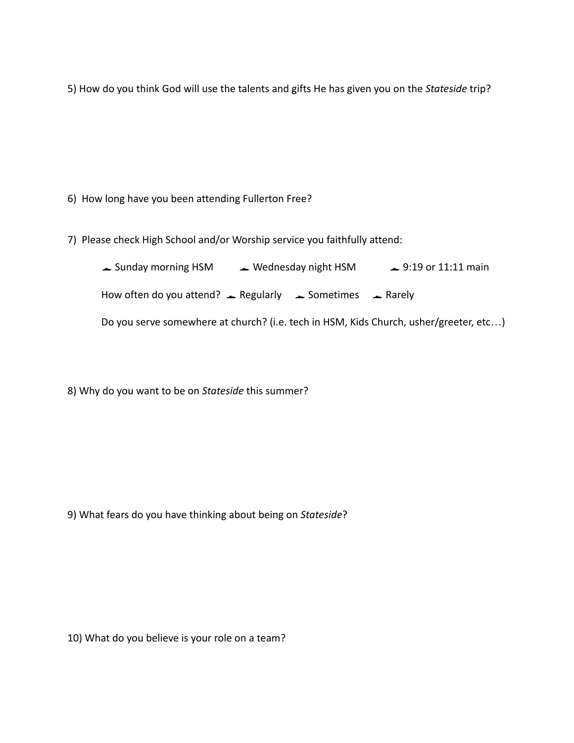5) How do you think God will use the talents and gifts He has given you on the *Stateside* trip?

6) How long have you been attending Fullerton Free?

7) Please check High School and/or Worship service you faithfully attend:

☐ Sunday morning HSM ☐ Wednesday night HSM ☐ 9:19 or 11:11 main

How often do you attend? ☐ Regularly ☐ Sometimes ☐ Rarely

Do you serve somewhere at church? (i.e. tech in HSM, Kids Church, usher/greeter, etc…)

8) Why do you want to be on *Stateside* this summer?

9) What fears do you have thinking about being on *Stateside*?

10) What do you believe is your role on a team?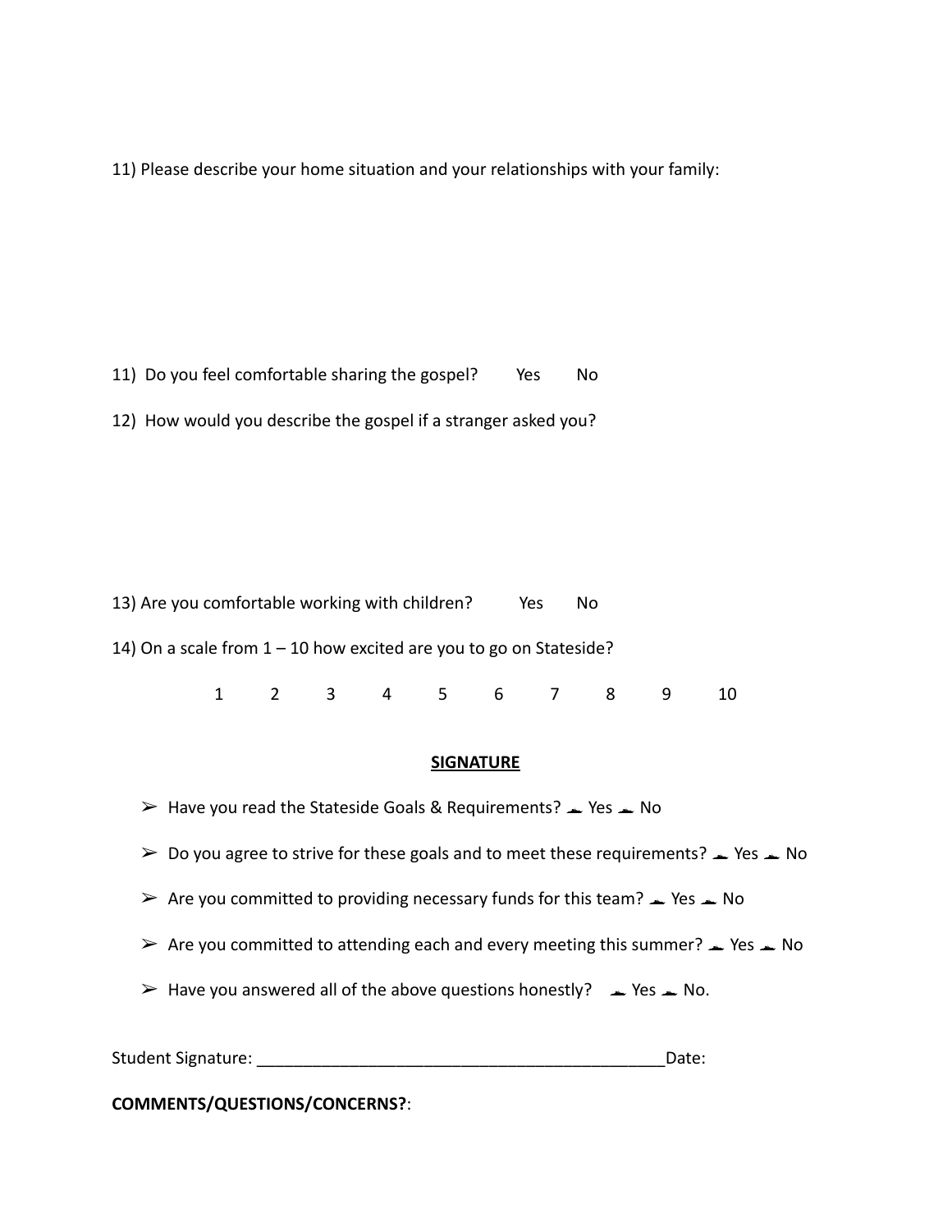11) Please describe your home situation and your relationships with your family:

11) Do you feel comfortable sharing the gospel? Yes No

12) How would you describe the gospel if a stranger asked you?

13) Are you comfortable working with children? Yes No

14) On a scale from 1 – 10 how excited are you to go on Stateside?

1 2 3 4 5 6 7 8 9 10

**SIGNATURE**

- ➢ Have you read the Stateside Goals & Requirements? ☐ Yes ☐ No
- ➢ Do you agree to strive for these goals and to meet these requirements? ☐ Yes ☐ No
- ➢ Are you committed to providing necessary funds for this team? ☐ Yes ☐ No
- ➢ Are you committed to attending each and every meeting this summer? ☐ Yes ☐ No
- ➢ Have you answered all of the above questions honestly? ☐ Yes ☐ No.

Student Signature: ____________________________________________Date:

**COMMENTS/QUESTIONS/CONCERNS?**: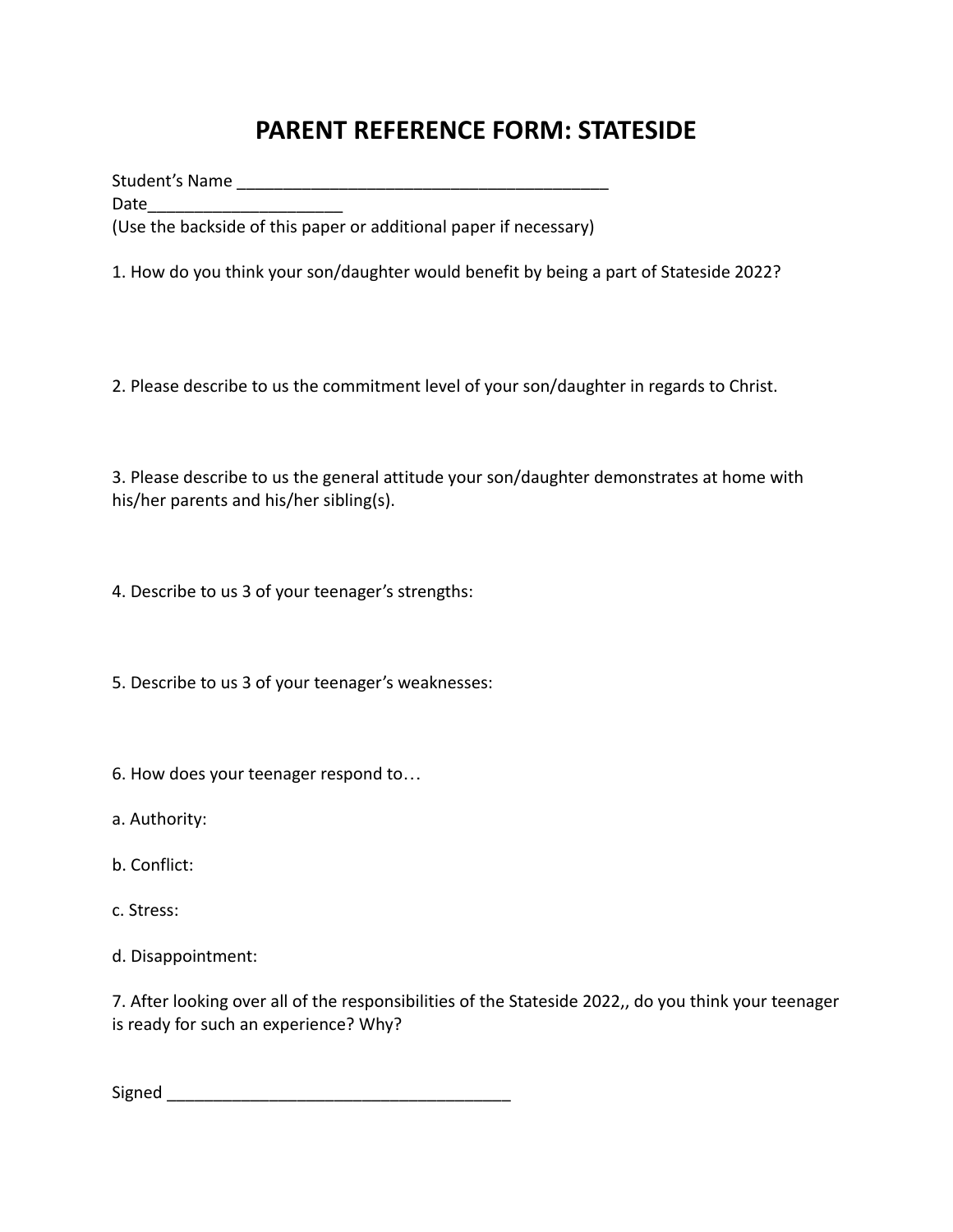# PARENT REFERENCE FORM: STATESIDE

Student's Name ________________________________________

Date____________________

(Use the backside of this paper or additional paper if necessary)

1. How do you think your son/daughter would benefit by being a part of Stateside 2022?

2. Please describe to us the commitment level of your son/daughter in regards to Christ.

3. Please describe to us the general attitude your son/daughter demonstrates at home with his/her parents and his/her sibling(s).

4. Describe to us 3 of your teenager's strengths:

5. Describe to us 3 of your teenager's weaknesses:

6. How does your teenager respond to…

a. Authority:

b. Conflict:

c. Stress:

d. Disappointment:

7. After looking over all of the responsibilities of the Stateside 2022,, do you think your teenager is ready for such an experience? Why?

Signed _____________________________________